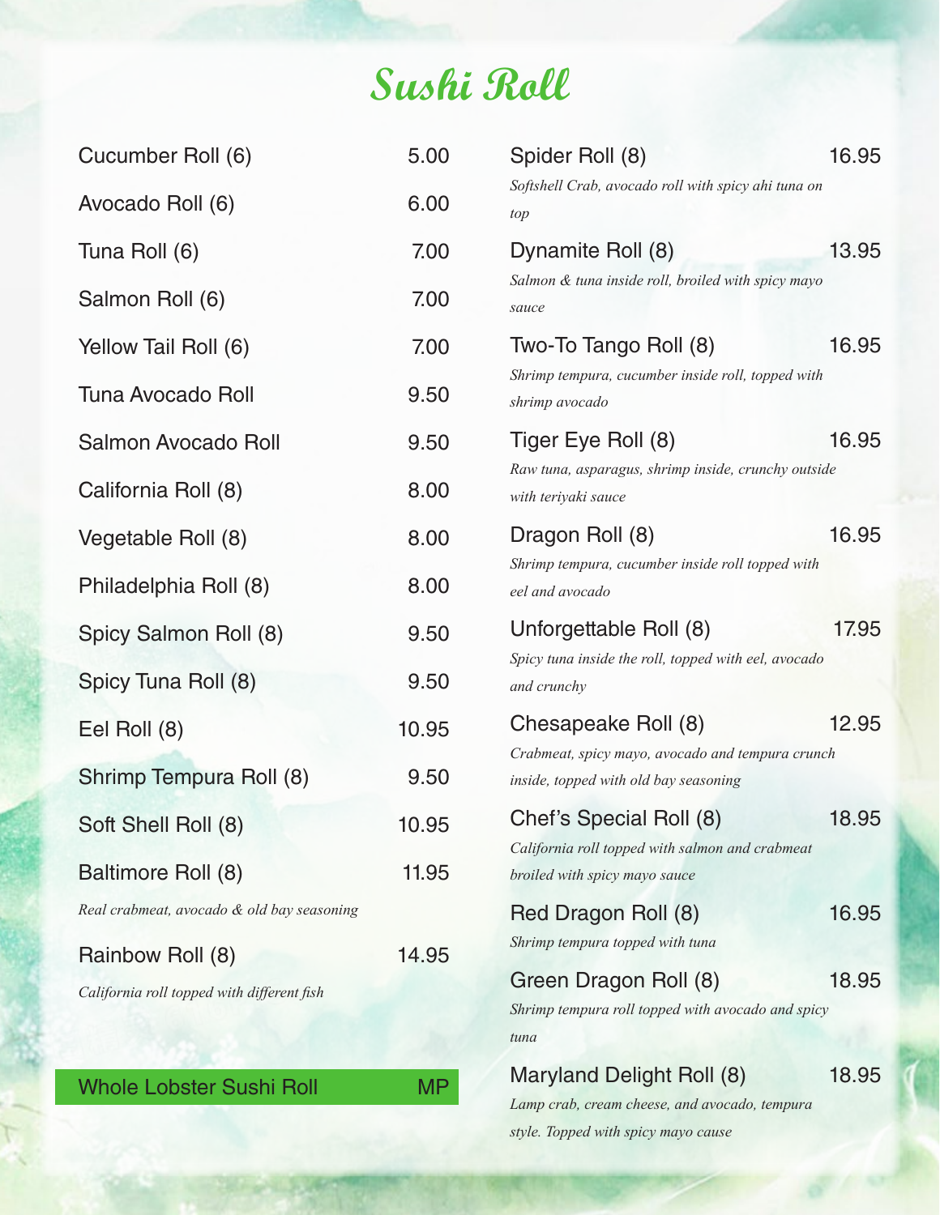# Sushi Roll

| Item | Price |
|---|---|
| Cucumber Roll (6) | 5.00 |
| Avocado Roll (6) | 6.00 |
| Tuna Roll (6) | 7.00 |
| Salmon Roll (6) | 7.00 |
| Yellow Tail Roll (6) | 7.00 |
| Tuna Avocado Roll | 9.50 |
| Salmon Avocado Roll | 9.50 |
| California Roll (8) | 8.00 |
| Vegetable Roll (8) | 8.00 |
| Philadelphia Roll (8) | 8.00 |
| Spicy Salmon Roll (8) | 9.50 |
| Spicy Tuna Roll (8) | 9.50 |
| Eel Roll (8) | 10.95 |
| Shrimp Tempura Roll (8) | 9.50 |
| Soft Shell Roll (8) | 10.95 |
| Baltimore Roll (8) | 11.95 |

*Real crabmeat, avocado & old bay seasoning*

Rainbow Roll (8) — 14.95

*California roll topped with different fish*

**Whole Lobster Sushi Roll — MP**

Spider Roll (8) — 16.95
*Softshell Crab, avocado roll with spicy ahi tuna on top*

Dynamite Roll (8) — 13.95
*Salmon & tuna inside roll, broiled with spicy mayo sauce*

Two-To Tango Roll (8) — 16.95
*Shrimp tempura, cucumber inside roll, topped with shrimp avocado*

Tiger Eye Roll (8) — 16.95
*Raw tuna, asparagus, shrimp inside, crunchy outside with teriyaki sauce*

Dragon Roll (8) — 16.95
*Shrimp tempura, cucumber inside roll topped with eel and avocado*

Unforgettable Roll (8) — 17.95
*Spicy tuna inside the roll, topped with eel, avocado and crunchy*

Chesapeake Roll (8) — 12.95
*Crabmeat, spicy mayo, avocado and tempura crunch inside, topped with old bay seasoning*

Chef's Special Roll (8) — 18.95
*California roll topped with salmon and crabmeat broiled with spicy mayo sauce*

Red Dragon Roll (8) — 16.95
*Shrimp tempura topped with tuna*

Green Dragon Roll (8) — 18.95
*Shrimp tempura roll topped with avocado and spicy tuna*

Maryland Delight Roll (8) — 18.95
*Lamp crab, cream cheese, and avocado, tempura style. Topped with spicy mayo cause*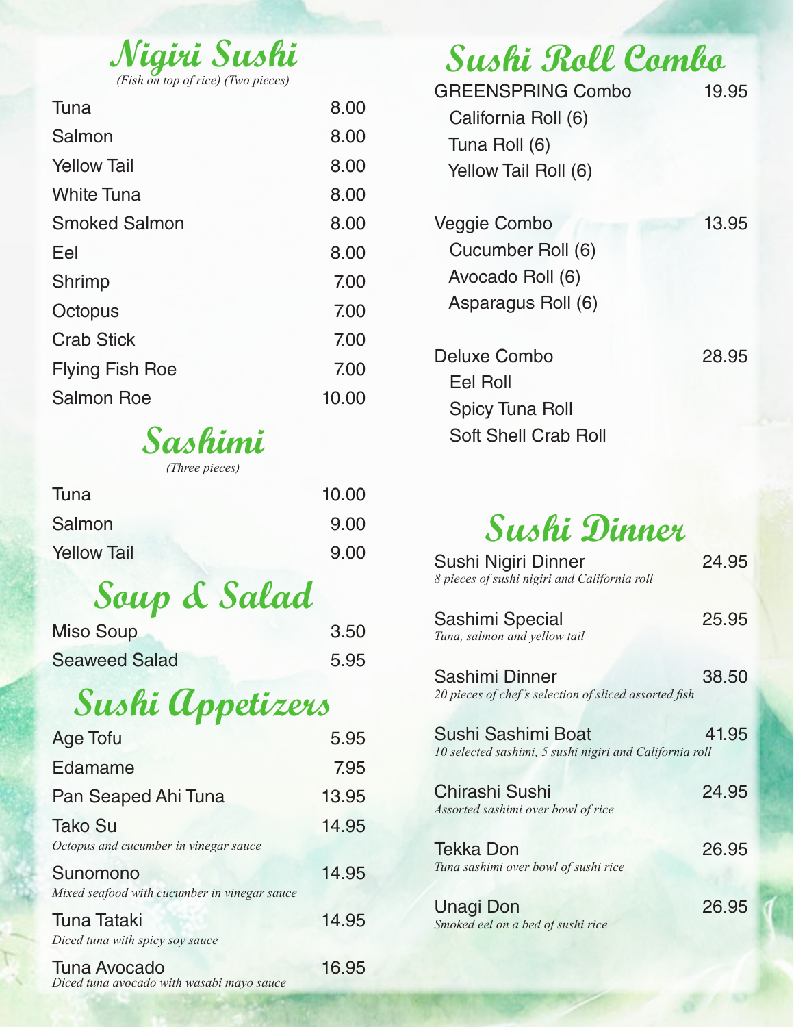## Nigiri Sushi

*(Fish on top of rice) (Two pieces)*

| | |
|---|---|
| Tuna | 8.00 |
| Salmon | 8.00 |
| Yellow Tail | 8.00 |
| White Tuna | 8.00 |
| Smoked Salmon | 8.00 |
| Eel | 8.00 |
| Shrimp | 7.00 |
| Octopus | 7.00 |
| Crab Stick | 7.00 |
| Flying Fish Roe | 7.00 |
| Salmon Roe | 10.00 |

## Sashimi

*(Three pieces)*

| | |
|---|---|
| Tuna | 10.00 |
| Salmon | 9.00 |
| Yellow Tail | 9.00 |

## Soup & Salad

| | |
|---|---|
| Miso Soup | 3.50 |
| Seaweed Salad | 5.95 |

## Sushi Appetizers

| | |
|---|---|
| Age Tofu | 5.95 |
| Edamame | 7.95 |
| Pan Seaped Ahi Tuna | 13.95 |
| Tako Su<br>*Octopus and cucumber in vinegar sauce* | 14.95 |
| Sunomono<br>*Mixed seafood with cucumber in vinegar sauce* | 14.95 |
| Tuna Tataki<br>*Diced tuna with spicy soy sauce* | 14.95 |
| Tuna Avocado<br>*Diced tuna avocado with wasabi mayo sauce* | 16.95 |

## Sushi Roll Combo

**GREENSPRING Combo** — 19.95
- California Roll (6)
- Tuna Roll (6)
- Yellow Tail Roll (6)

**Veggie Combo** — 13.95
- Cucumber Roll (6)
- Avocado Roll (6)
- Asparagus Roll (6)

**Deluxe Combo** — 28.95
- Eel Roll
- Spicy Tuna Roll
- Soft Shell Crab Roll

## Sushi Dinner

| | |
|---|---|
| Sushi Nigiri Dinner<br>*8 pieces of sushi nigiri and California roll* | 24.95 |
| Sashimi Special<br>*Tuna, salmon and yellow tail* | 25.95 |
| Sashimi Dinner<br>*20 pieces of chef's selection of sliced assorted fish* | 38.50 |
| Sushi Sashimi Boat<br>*10 selected sashimi, 5 sushi nigiri and California roll* | 41.95 |
| Chirashi Sushi<br>*Assorted sashimi over bowl of rice* | 24.95 |
| Tekka Don<br>*Tuna sashimi over bowl of sushi rice* | 26.95 |
| Unagi Don<br>*Smoked eel on a bed of sushi rice* | 26.95 |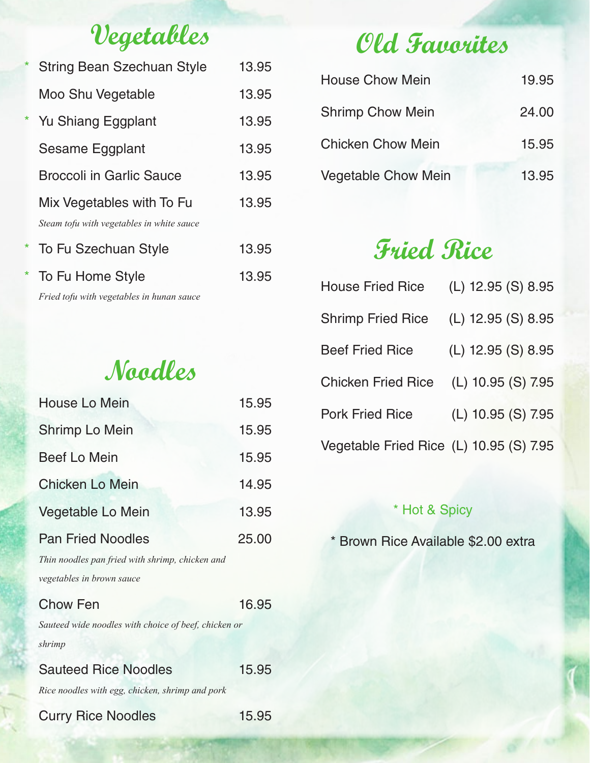## Vegetables

| | Item | Price |
|---|---|---|
| * | String Bean Szechuan Style | 13.95 |
| | Moo Shu Vegetable | 13.95 |
| * | Yu Shiang Eggplant | 13.95 |
| | Sesame Eggplant | 13.95 |
| | Broccoli in Garlic Sauce | 13.95 |
| | Mix Vegetables with To Fu<br>*Steam tofu with vegetables in white sauce* | 13.95 |
| * | To Fu Szechuan Style | 13.95 |
| * | To Fu Home Style<br>*Fried tofu with vegetables in hunan sauce* | 13.95 |

## Noodles

| Item | Price |
|---|---|
| House Lo Mein | 15.95 |
| Shrimp Lo Mein | 15.95 |
| Beef Lo Mein | 15.95 |
| Chicken Lo Mein | 14.95 |
| Vegetable Lo Mein | 13.95 |
| Pan Fried Noodles<br>*Thin noodles pan fried with shrimp, chicken and vegetables in brown sauce* | 25.00 |
| Chow Fen<br>*Sauteed wide noodles with choice of beef, chicken or shrimp* | 16.95 |
| Sauteed Rice Noodles<br>*Rice noodles with egg, chicken, shrimp and pork* | 15.95 |
| Curry Rice Noodles | 15.95 |

## Old Favorites

| Item | Price |
|---|---|
| House Chow Mein | 19.95 |
| Shrimp Chow Mein | 24.00 |
| Chicken Chow Mein | 15.95 |
| Vegetable Chow Mein | 13.95 |

## Fried Rice

| Item | Price |
|---|---|
| House Fried Rice | (L) 12.95 (S) 8.95 |
| Shrimp Fried Rice | (L) 12.95 (S) 8.95 |
| Beef Fried Rice | (L) 12.95 (S) 8.95 |
| Chicken Fried Rice | (L) 10.95 (S) 7.95 |
| Pork Fried Rice | (L) 10.95 (S) 7.95 |
| Vegetable Fried Rice | (L) 10.95 (S) 7.95 |

* Hot & Spicy

* Brown Rice Available $2.00 extra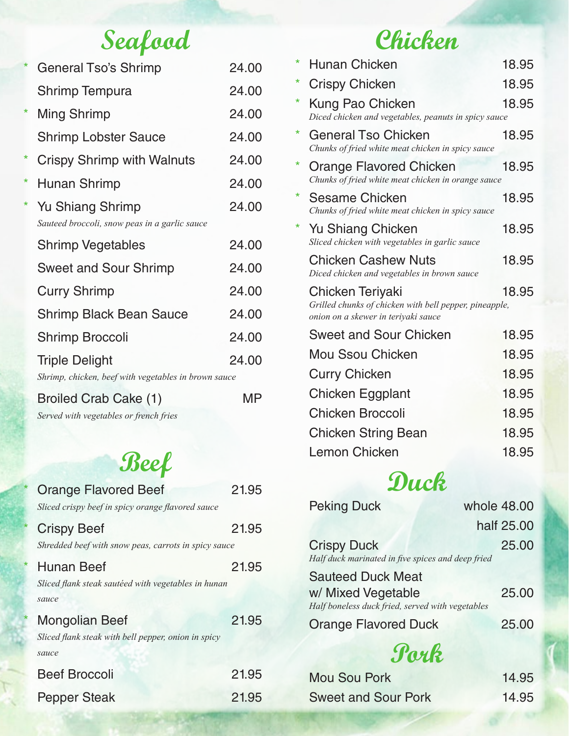## Seafood

| | Item | Price |
|---|---|---|
| * | General Tso's Shrimp | 24.00 |
| | Shrimp Tempura | 24.00 |
| * | Ming Shrimp | 24.00 |
| | Shrimp Lobster Sauce | 24.00 |
| * | Crispy Shrimp with Walnuts | 24.00 |
| * | Hunan Shrimp | 24.00 |
| * | Yu Shiang Shrimp<br>*Sauteed broccoli, snow peas in a garlic sauce* | 24.00 |
| | Shrimp Vegetables | 24.00 |
| | Sweet and Sour Shrimp | 24.00 |
| | Curry Shrimp | 24.00 |
| | Shrimp Black Bean Sauce | 24.00 |
| | Shrimp Broccoli | 24.00 |
| | Triple Delight<br>*Shrimp, chicken, beef with vegetables in brown sauce* | 24.00 |
| | Broiled Crab Cake (1)<br>*Served with vegetables or french fries* | MP |

## Beef

| | Item | Price |
|---|---|---|
| * | Orange Flavored Beef<br>*Sliced crispy beef in spicy orange flavored sauce* | 21.95 |
| * | Crispy Beef<br>*Shredded beef with snow peas, carrots in spicy sauce* | 21.95 |
| * | Hunan Beef<br>*Sliced flank steak sautéed with vegetables in hunan sauce* | 21.95 |
| * | Mongolian Beef<br>*Sliced flank steak with bell pepper, onion in spicy sauce* | 21.95 |
| | Beef Broccoli | 21.95 |
| | Pepper Steak | 21.95 |

## Chicken

| | Item | Price |
|---|---|---|
| * | Hunan Chicken | 18.95 |
| * | Crispy Chicken | 18.95 |
| * | Kung Pao Chicken<br>*Diced chicken and vegetables, peanuts in spicy sauce* | 18.95 |
| * | General Tso Chicken<br>*Chunks of fried white meat chicken in spicy sauce* | 18.95 |
| * | Orange Flavored Chicken<br>*Chunks of fried white meat chicken in orange sauce* | 18.95 |
| * | Sesame Chicken<br>*Chunks of fried white meat chicken in spicy sauce* | 18.95 |
| * | Yu Shiang Chicken<br>*Sliced chicken with vegetables in garlic sauce* | 18.95 |
| | Chicken Cashew Nuts<br>*Diced chicken and vegetables in brown sauce* | 18.95 |
| | Chicken Teriyaki<br>*Grilled chunks of chicken with bell pepper, pineapple, onion on a skewer in teriyaki sauce* | 18.95 |
| | Sweet and Sour Chicken | 18.95 |
| | Mou Ssou Chicken | 18.95 |
| | Curry Chicken | 18.95 |
| | Chicken Eggplant | 18.95 |
| | Chicken Broccoli | 18.95 |
| | Chicken String Bean | 18.95 |
| | Lemon Chicken | 18.95 |

## Duck

| Item | Price |
|---|---|
| Peking Duck | whole 48.00<br>half 25.00 |
| Crispy Duck<br>*Half duck marinated in five spices and deep fried* | 25.00 |
| Sauteed Duck Meat w/ Mixed Vegetable<br>*Half boneless duck fried, served with vegetables* | 25.00 |
| Orange Flavored Duck | 25.00 |

## Pork

| Item | Price |
|---|---|
| Mou Sou Pork | 14.95 |
| Sweet and Sour Pork | 14.95 |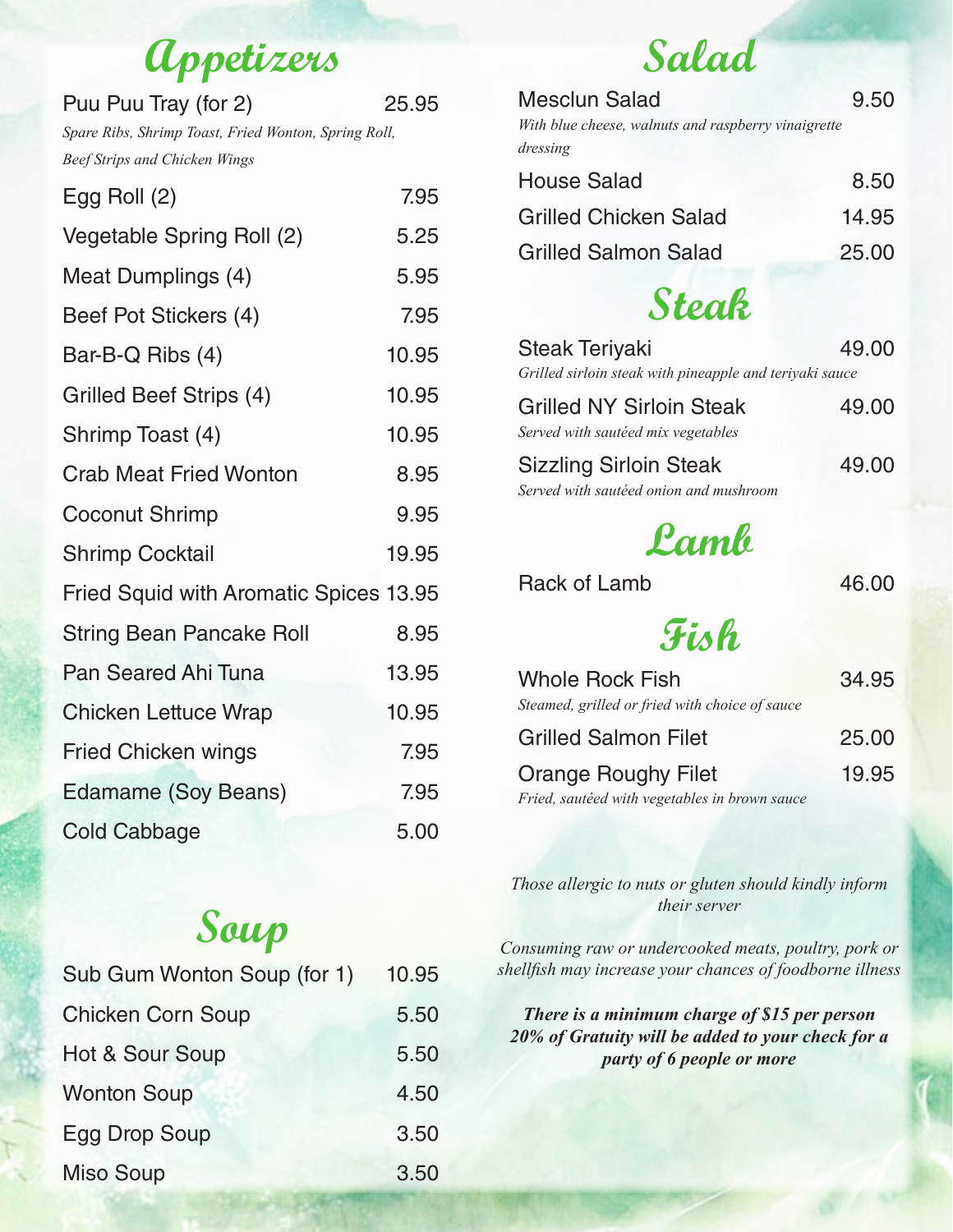# Appetizers

| | |
|---|---|
| Puu Puu Tray (for 2) | 25.95 |
| *Spare Ribs, Shrimp Toast, Fried Wonton, Spring Roll, Beef Strips and Chicken Wings* | |
| Egg Roll (2) | 7.95 |
| Vegetable Spring Roll (2) | 5.25 |
| Meat Dumplings (4) | 5.95 |
| Beef Pot Stickers (4) | 7.95 |
| Bar-B-Q Ribs (4) | 10.95 |
| Grilled Beef Strips (4) | 10.95 |
| Shrimp Toast (4) | 10.95 |
| Crab Meat Fried Wonton | 8.95 |
| Coconut Shrimp | 9.95 |
| Shrimp Cocktail | 19.95 |
| Fried Squid with Aromatic Spices | 13.95 |
| String Bean Pancake Roll | 8.95 |
| Pan Seared Ahi Tuna | 13.95 |
| Chicken Lettuce Wrap | 10.95 |
| Fried Chicken wings | 7.95 |
| Edamame (Soy Beans) | 7.95 |
| Cold Cabbage | 5.00 |

# Soup

| | |
|---|---|
| Sub Gum Wonton Soup (for 1) | 10.95 |
| Chicken Corn Soup | 5.50 |
| Hot & Sour Soup | 5.50 |
| Wonton Soup | 4.50 |
| Egg Drop Soup | 3.50 |
| Miso Soup | 3.50 |

# Salad

| | |
|---|---|
| Mesclun Salad | 9.50 |
| *With blue cheese, walnuts and raspberry vinaigrette dressing* | |
| House Salad | 8.50 |
| Grilled Chicken Salad | 14.95 |
| Grilled Salmon Salad | 25.00 |

# Steak

| | |
|---|---|
| Steak Teriyaki | 49.00 |
| *Grilled sirloin steak with pineapple and teriyaki sauce* | |
| Grilled NY Sirloin Steak | 49.00 |
| *Served with sautéed mix vegetables* | |
| Sizzling Sirloin Steak | 49.00 |
| *Served with sautéed onion and mushroom* | |

# Lamb

| | |
|---|---|
| Rack of Lamb | 46.00 |

# Fish

| | |
|---|---|
| Whole Rock Fish | 34.95 |
| *Steamed, grilled or fried with choice of sauce* | |
| Grilled Salmon Filet | 25.00 |
| Orange Roughy Filet | 19.95 |
| *Fried, sautéed with vegetables in brown sauce* | |

*Those allergic to nuts or gluten should kindly inform their server*

*Consuming raw or undercooked meats, poultry, pork or shellfish may increase your chances of foodborne illness*

***There is a minimum charge of $15 per person***
***20% of Gratuity will be added to your check for a party of 6 people or more***